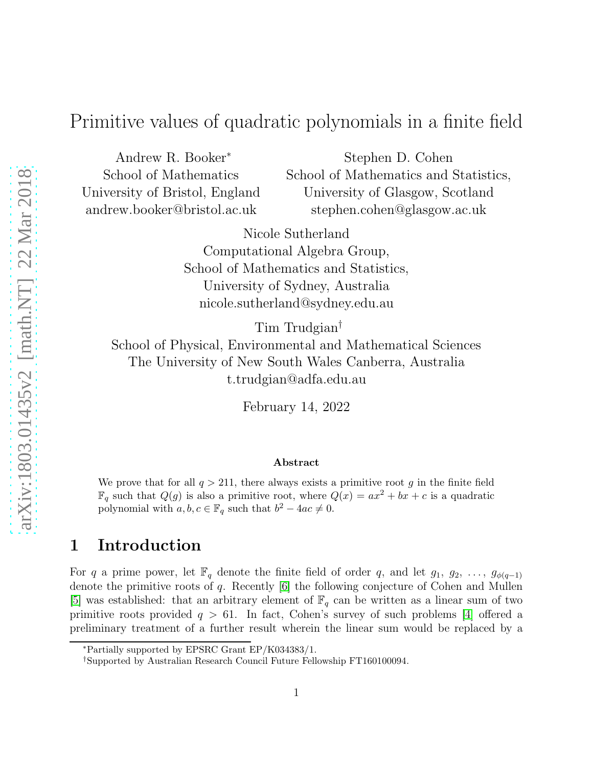# Primitive values of quadratic polynomials in a finite field

Andrew R. Booker*
School of Mathematics
University of Bristol, England
andrew.booker@bristol.ac.uk

Stephen D. Cohen
School of Mathematics and Statistics,
University of Glasgow, Scotland
stephen.cohen@glasgow.ac.uk

Nicole Sutherland
Computational Algebra Group,
School of Mathematics and Statistics,
University of Sydney, Australia
nicole.sutherland@sydney.edu.au

Tim Trudgian†
School of Physical, Environmental and Mathematical Sciences
The University of New South Wales Canberra, Australia
t.trudgian@adfa.edu.au

February 14, 2022

### Abstract

We prove that for all $q > 211$, there always exists a primitive root $g$ in the finite field $\mathbb{F}_q$ such that $Q(g)$ is also a primitive root, where $Q(x) = ax^2 + bx + c$ is a quadratic polynomial with $a, b, c \in \mathbb{F}_q$ such that $b^2 - 4ac \neq 0$.

## 1 Introduction

For $q$ a prime power, let $\mathbb{F}_q$ denote the finite field of order $q$, and let $g_1, g_2, \ldots, g_{\phi(q-1)}$ denote the primitive roots of $q$. Recently [6] the following conjecture of Cohen and Mullen [5] was established: that an arbitrary element of $\mathbb{F}_q$ can be written as a linear sum of two primitive roots provided $q > 61$. In fact, Cohen's survey of such problems [4] offered a preliminary treatment of a further result wherein the linear sum would be replaced by a

*Partially supported by EPSRC Grant EP/K034383/1.

†Supported by Australian Research Council Future Fellowship FT160100094.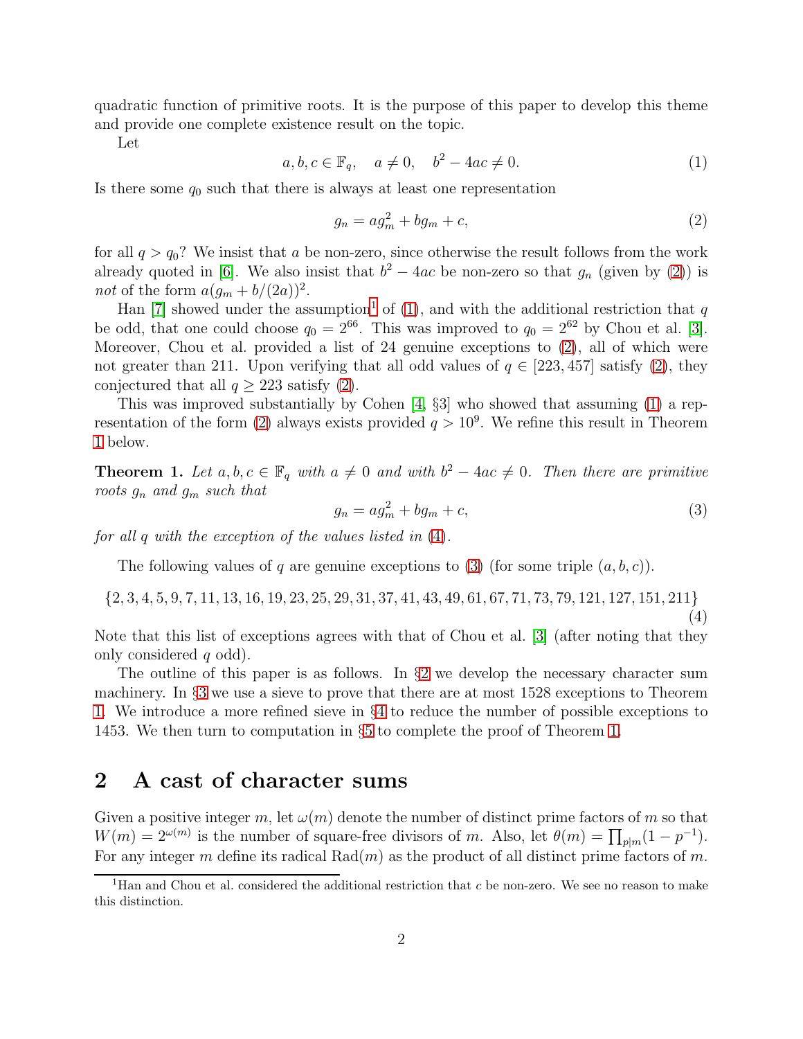quadratic function of primitive roots. It is the purpose of this paper to develop this theme and provide one complete existence result on the topic.

Let

$$a, b, c \in \mathbb{F}_q, \quad a \neq 0, \quad b^2 - 4ac \neq 0. \tag{1}$$

Is there some $q_0$ such that there is always at least one representation

$$g_n = a g_m^2 + b g_m + c, \tag{2}$$

for all $q > q_0$? We insist that $a$ be non-zero, since otherwise the result follows from the work already quoted in [6]. We also insist that $b^2 - 4ac$ be non-zero so that $g_n$ (given by (2)) is *not* of the form $a(g_m + b/(2a))^2$.

Han [7] showed under the assumption[1] of (1), and with the additional restriction that $q$ be odd, that one could choose $q_0 = 2^{66}$. This was improved to $q_0 = 2^{62}$ by Chou et al. [3]. Moreover, Chou et al. provided a list of 24 genuine exceptions to (2), all of which were not greater than 211. Upon verifying that all odd values of $q \in [223, 457]$ satisfy (2), they conjectured that all $q \geq 223$ satisfy (2).

This was improved substantially by Cohen [4, §3] who showed that assuming (1) a representation of the form (2) always exists provided $q > 10^9$. We refine this result in Theorem 1 below.

**Theorem 1.** *Let $a, b, c \in \mathbb{F}_q$ with $a \neq 0$ and with $b^2 - 4ac \neq 0$. Then there are primitive roots $g_n$ and $g_m$ such that*

$$g_n = a g_m^2 + b g_m + c, \tag{3}$$

*for all $q$ with the exception of the values listed in (4).*

The following values of $q$ are genuine exceptions to (3) (for some triple $(a, b, c)$).

$$\{2, 3, 4, 5, 9, 7, 11, 13, 16, 19, 23, 25, 29, 31, 37, 41, 43, 49, 61, 67, 71, 73, 79, 121, 127, 151, 211\} \tag{4}$$

Note that this list of exceptions agrees with that of Chou et al. [3] (after noting that they only considered $q$ odd).

The outline of this paper is as follows. In §2 we develop the necessary character sum machinery. In §3 we use a sieve to prove that there are at most 1528 exceptions to Theorem 1. We introduce a more refined sieve in §4 to reduce the number of possible exceptions to 1453. We then turn to computation in §5 to complete the proof of Theorem 1.

## 2 A cast of character sums

Given a positive integer $m$, let $\omega(m)$ denote the number of distinct prime factors of $m$ so that $W(m) = 2^{\omega(m)}$ is the number of square-free divisors of $m$. Also, let $\theta(m) = \prod_{p|m}(1 - p^{-1})$. For any integer $m$ define its radical $\mathrm{Rad}(m)$ as the product of all distinct prime factors of $m$.

[1] Han and Chou et al. considered the additional restriction that $c$ be non-zero. We see no reason to make this distinction.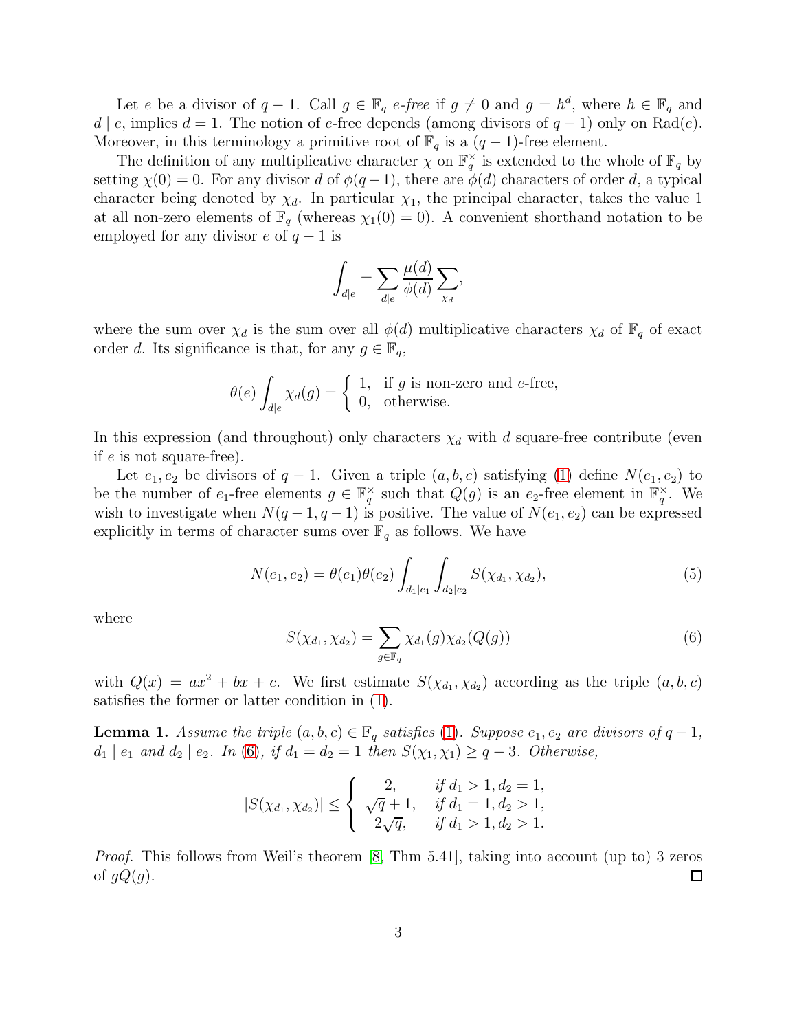Let $e$ be a divisor of $q-1$. Call $g \in \mathbb{F}_q$ *$e$-free* if $g \neq 0$ and $g = h^d$, where $h \in \mathbb{F}_q$ and $d \mid e$, implies $d = 1$. The notion of $e$-free depends (among divisors of $q-1$) only on $\mathrm{Rad}(e)$. Moreover, in this terminology a primitive root of $\mathbb{F}_q$ is a $(q-1)$-free element.

The definition of any multiplicative character $\chi$ on $\mathbb{F}_q^{\times}$ is extended to the whole of $\mathbb{F}_q$ by setting $\chi(0) = 0$. For any divisor $d$ of $\phi(q-1)$, there are $\phi(d)$ characters of order $d$, a typical character being denoted by $\chi_d$. In particular $\chi_1$, the principal character, takes the value 1 at all non-zero elements of $\mathbb{F}_q$ (whereas $\chi_1(0) = 0$). A convenient shorthand notation to be employed for any divisor $e$ of $q-1$ is

$$\int_{d|e} = \sum_{d|e} \frac{\mu(d)}{\phi(d)} \sum_{\chi_d},$$

where the sum over $\chi_d$ is the sum over all $\phi(d)$ multiplicative characters $\chi_d$ of $\mathbb{F}_q$ of exact order $d$. Its significance is that, for any $g \in \mathbb{F}_q$,

$$\theta(e) \int_{d|e} \chi_d(g) = \begin{cases} 1, & \text{if } g \text{ is non-zero and } e\text{-free}, \\ 0, & \text{otherwise.} \end{cases}$$

In this expression (and throughout) only characters $\chi_d$ with $d$ square-free contribute (even if $e$ is not square-free).

Let $e_1, e_2$ be divisors of $q-1$. Given a triple $(a, b, c)$ satisfying (1) define $N(e_1, e_2)$ to be the number of $e_1$-free elements $g \in \mathbb{F}_q^{\times}$ such that $Q(g)$ is an $e_2$-free element in $\mathbb{F}_q^{\times}$. We wish to investigate when $N(q-1, q-1)$ is positive. The value of $N(e_1, e_2)$ can be expressed explicitly in terms of character sums over $\mathbb{F}_q$ as follows. We have

$$N(e_1, e_2) = \theta(e_1)\theta(e_2) \int_{d_1|e_1} \int_{d_2|e_2} S(\chi_{d_1}, \chi_{d_2}), \tag{5}$$

where

$$S(\chi_{d_1}, \chi_{d_2}) = \sum_{g \in \mathbb{F}_q} \chi_{d_1}(g) \chi_{d_2}(Q(g)) \tag{6}$$

with $Q(x) = ax^2 + bx + c$. We first estimate $S(\chi_{d_1}, \chi_{d_2})$ according as the triple $(a, b, c)$ satisfies the former or latter condition in (1).

**Lemma 1.** *Assume the triple $(a, b, c) \in \mathbb{F}_q$ satisfies (1). Suppose $e_1, e_2$ are divisors of $q-1$, $d_1 \mid e_1$ and $d_2 \mid e_2$. In (6), if $d_1 = d_2 = 1$ then $S(\chi_1, \chi_1) \geq q - 3$. Otherwise,*

$$|S(\chi_{d_1}, \chi_{d_2})| \leq \begin{cases} 2, & \text{if } d_1 > 1, d_2 = 1, \\ \sqrt{q} + 1, & \text{if } d_1 = 1, d_2 > 1, \\ 2\sqrt{q}, & \text{if } d_1 > 1, d_2 > 1. \end{cases}$$

*Proof.* This follows from Weil's theorem [8, Thm 5.41], taking into account (up to) 3 zeros of $gQ(g)$. $\square$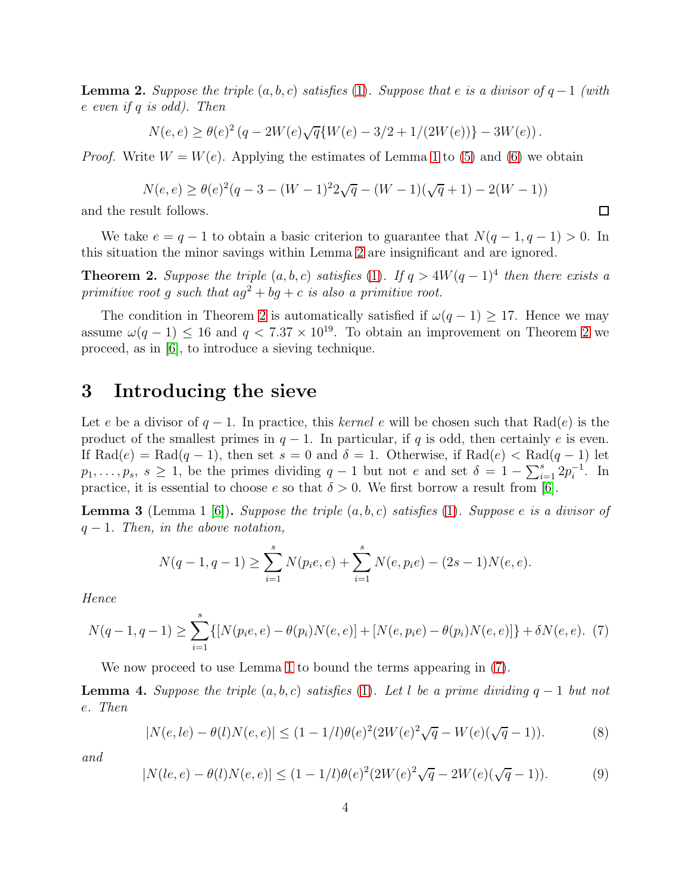**Lemma 2.** *Suppose the triple $(a, b, c)$ satisfies (1). Suppose that $e$ is a divisor of $q-1$ (with $e$ even if $q$ is odd). Then*

$$N(e, e) \geq \theta(e)^2 \left(q - 2W(e)\sqrt{q}\{W(e) - 3/2 + 1/(2W(e))\} - 3W(e)\right).$$

*Proof.* Write $W = W(e)$. Applying the estimates of Lemma 1 to (5) and (6) we obtain

$$N(e, e) \geq \theta(e)^2(q - 3 - (W-1)^2 2\sqrt{q} - (W-1)(\sqrt{q}+1) - 2(W-1))$$

and the result follows. $\square$

We take $e = q-1$ to obtain a basic criterion to guarantee that $N(q-1, q-1) > 0$. In this situation the minor savings within Lemma 2 are insignificant and are ignored.

**Theorem 2.** *Suppose the triple $(a, b, c)$ satisfies (1). If $q > 4W(q-1)^4$ then there exists a primitive root $g$ such that $ag^2 + bg + c$ is also a primitive root.*

The condition in Theorem 2 is automatically satisfied if $\omega(q-1) \geq 17$. Hence we may assume $\omega(q-1) \leq 16$ and $q < 7.37 \times 10^{19}$. To obtain an improvement on Theorem 2 we proceed, as in [6], to introduce a sieving technique.

## 3 Introducing the sieve

Let $e$ be a divisor of $q-1$. In practice, this *kernel* $e$ will be chosen such that $\mathrm{Rad}(e)$ is the product of the smallest primes in $q-1$. In particular, if $q$ is odd, then certainly $e$ is even. If $\mathrm{Rad}(e) = \mathrm{Rad}(q-1)$, then set $s = 0$ and $\delta = 1$. Otherwise, if $\mathrm{Rad}(e) < \mathrm{Rad}(q-1)$ let $p_1, \ldots, p_s$, $s \geq 1$, be the primes dividing $q-1$ but not $e$ and set $\delta = 1 - \sum_{i=1}^{s} 2p_i^{-1}$. In practice, it is essential to choose $e$ so that $\delta > 0$. We first borrow a result from [6].

**Lemma 3** (Lemma 1 [6])**.** *Suppose the triple $(a, b, c)$ satisfies (1). Suppose $e$ is a divisor of $q-1$. Then, in the above notation,*

$$N(q-1, q-1) \geq \sum_{i=1}^{s} N(p_i e, e) + \sum_{i=1}^{s} N(e, p_i e) - (2s-1)N(e, e).$$

*Hence*

$$N(q-1, q-1) \geq \sum_{i=1}^{s} \{[N(p_i e, e) - \theta(p_i)N(e, e)] + [N(e, p_i e) - \theta(p_i)N(e, e)]\} + \delta N(e, e). \quad (7)$$

We now proceed to use Lemma 1 to bound the terms appearing in (7).

**Lemma 4.** *Suppose the triple $(a, b, c)$ satisfies (1). Let $l$ be a prime dividing $q-1$ but not $e$. Then*

$$|N(e, le) - \theta(l)N(e, e)| \leq (1 - 1/l)\theta(e)^2(2W(e)^2\sqrt{q} - W(e)(\sqrt{q}-1)). \quad (8)$$

*and*

$$|N(le, e) - \theta(l)N(e, e)| \leq (1 - 1/l)\theta(e)^2(2W(e)^2\sqrt{q} - 2W(e)(\sqrt{q}-1)). \quad (9)$$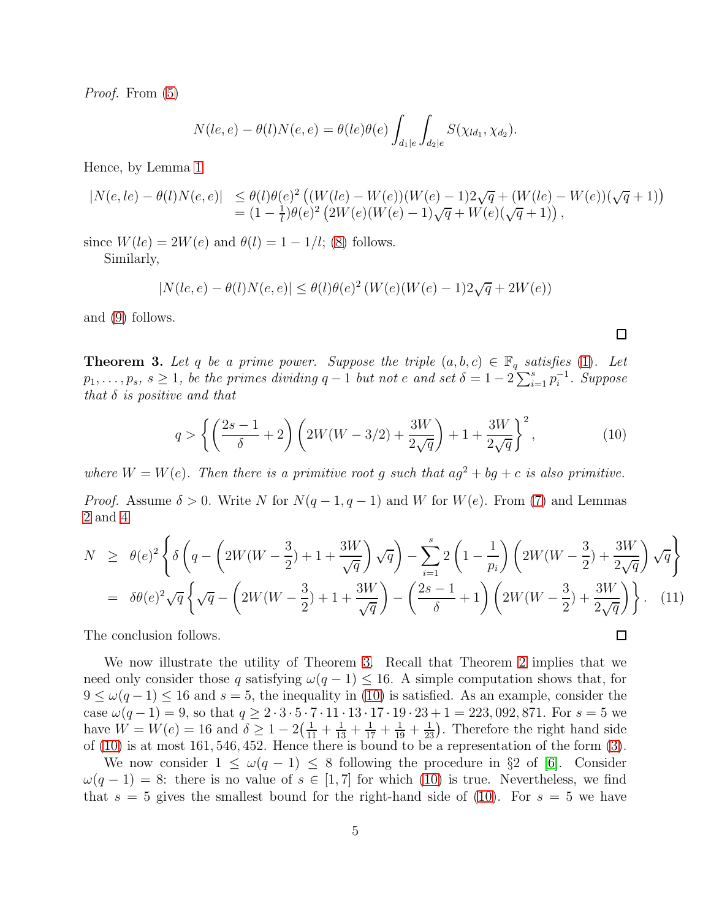*Proof.* From (5)

$$N(le,e) - \theta(l)N(e,e) = \theta(le)\theta(e)\int_{d_1|e}\int_{d_2|e} S(\chi_{ld_1},\chi_{d_2}).$$

Hence, by Lemma 1

$$\begin{aligned}|N(e,le) - \theta(l)N(e,e)| &\le \theta(l)\theta(e)^2\left((W(le)-W(e))(W(e)-1)2\sqrt{q} + (W(le)-W(e))(\sqrt{q}+1)\right)\\ &= (1-\tfrac{1}{l})\theta(e)^2\left(2W(e)(W(e)-1)\sqrt{q} + W(e)(\sqrt{q}+1)\right),\end{aligned}$$

since $W(le) = 2W(e)$ and $\theta(l) = 1 - 1/l$; (8) follows.

Similarly,

$$|N(le,e) - \theta(l)N(e,e)| \le \theta(l)\theta(e)^2\left(W(e)(W(e)-1)2\sqrt{q} + 2W(e)\right)$$

and (9) follows. □

**Theorem 3.** *Let $q$ be a prime power. Suppose the triple $(a,b,c) \in \mathbb{F}_q$ satisfies (1). Let $p_1,\ldots,p_s$, $s \ge 1$, be the primes dividing $q-1$ but not $e$ and set $\delta = 1 - 2\sum_{i=1}^{s} p_i^{-1}$. Suppose that $\delta$ is positive and that*

$$q > \left\{\left(\frac{2s-1}{\delta}+2\right)\left(2W(W-3/2) + \frac{3W}{2\sqrt{q}}\right) + 1 + \frac{3W}{2\sqrt{q}}\right\}^2, \tag{10}$$

*where $W = W(e)$. Then there is a primitive root $g$ such that $ag^2 + bg + c$ is also primitive.*

*Proof.* Assume $\delta > 0$. Write $N$ for $N(q-1,q-1)$ and $W$ for $W(e)$. From (7) and Lemmas 2 and 4

$$\begin{aligned} N &\ge \theta(e)^2\left\{\delta\left(q - \left(2W(W-\frac{3}{2}) + 1 + \frac{3W}{\sqrt{q}}\right)\sqrt{q}\right) - \sum_{i=1}^{s} 2\left(1-\frac{1}{p_i}\right)\left(2W(W-\frac{3}{2}) + \frac{3W}{2\sqrt{q}}\right)\sqrt{q}\right\}\\ &= \delta\theta(e)^2\sqrt{q}\left\{\sqrt{q} - \left(2W(W-\frac{3}{2}) + 1 + \frac{3W}{\sqrt{q}}\right) - \left(\frac{2s-1}{\delta}+1\right)\left(2W(W-\frac{3}{2}) + \frac{3W}{2\sqrt{q}}\right)\right\}. \end{aligned} \tag{11}$$

The conclusion follows. □

We now illustrate the utility of Theorem 3. Recall that Theorem 2 implies that we need only consider those $q$ satisfying $\omega(q-1) \le 16$. A simple computation shows that, for $9 \le \omega(q-1) \le 16$ and $s = 5$, the inequality in (10) is satisfied. As an example, consider the case $\omega(q-1) = 9$, so that $q \ge 2\cdot 3\cdot 5\cdot 7\cdot 11\cdot 13\cdot 17\cdot 19\cdot 23 + 1 = 223{,}092{,}871$. For $s = 5$ we have $W = W(e) = 16$ and $\delta \ge 1 - 2\left(\frac{1}{11} + \frac{1}{13} + \frac{1}{17} + \frac{1}{19} + \frac{1}{23}\right)$. Therefore the right hand side of (10) is at most $161{,}546{,}452$. Hence there is bound to be a representation of the form (3).

We now consider $1 \le \omega(q-1) \le 8$ following the procedure in §2 of [6]. Consider $\omega(q-1) = 8$: there is no value of $s \in [1,7]$ for which (10) is true. Nevertheless, we find that $s = 5$ gives the smallest bound for the right-hand side of (10). For $s = 5$ we have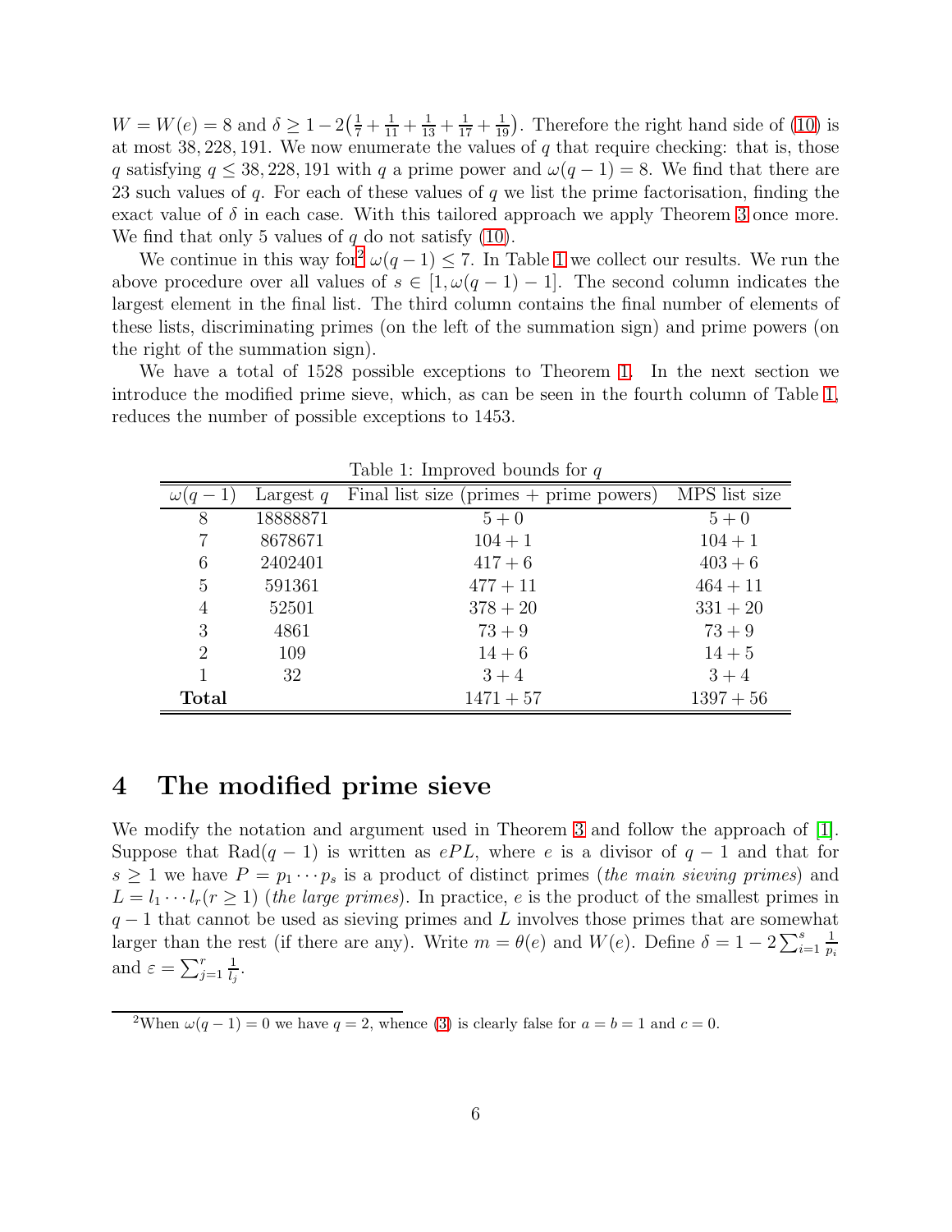$W = W(e) = 8$ and $\delta \geq 1 - 2\left(\frac{1}{7} + \frac{1}{11} + \frac{1}{13} + \frac{1}{17} + \frac{1}{19}\right)$. Therefore the right hand side of (10) is at most 38, 228, 191. We now enumerate the values of $q$ that require checking: that is, those $q$ satisfying $q \leq 38,228,191$ with $q$ a prime power and $\omega(q-1) = 8$. We find that there are 23 such values of $q$. For each of these values of $q$ we list the prime factorisation, finding the exact value of $\delta$ in each case. With this tailored approach we apply Theorem 3 once more. We find that only 5 values of $q$ do not satisfy (10).

We continue in this way for[2] $\omega(q-1) \leq 7$. In Table 1 we collect our results. We run the above procedure over all values of $s \in [1, \omega(q-1) - 1]$. The second column indicates the largest element in the final list. The third column contains the final number of elements of these lists, discriminating primes (on the left of the summation sign) and prime powers (on the right of the summation sign).

We have a total of 1528 possible exceptions to Theorem 1. In the next section we introduce the modified prime sieve, which, as can be seen in the fourth column of Table 1, reduces the number of possible exceptions to 1453.

Table 1: Improved bounds for $q$

| $\omega(q-1)$ | Largest $q$ | Final list size (primes + prime powers) | MPS list size |
|---|---|---|---|
| 8 | 18888871 | $5+0$ | $5+0$ |
| 7 | 8678671 | $104+1$ | $104+1$ |
| 6 | 2402401 | $417+6$ | $403+6$ |
| 5 | 591361 | $477+11$ | $464+11$ |
| 4 | 52501 | $378+20$ | $331+20$ |
| 3 | 4861 | $73+9$ | $73+9$ |
| 2 | 109 | $14+6$ | $14+5$ |
| 1 | 32 | $3+4$ | $3+4$ |
| **Total** | | $1471+57$ | $1397+56$ |

# 4 The modified prime sieve

We modify the notation and argument used in Theorem 3 and follow the approach of [1]. Suppose that $\mathrm{Rad}(q-1)$ is written as $ePL$, where $e$ is a divisor of $q-1$ and that for $s \geq 1$ we have $P = p_1 \cdots p_s$ is a product of distinct primes (*the main sieving primes*) and $L = l_1 \cdots l_r (r \geq 1)$ (*the large primes*). In practice, $e$ is the product of the smallest primes in $q-1$ that cannot be used as sieving primes and $L$ involves those primes that are somewhat larger than the rest (if there are any). Write $m = \theta(e)$ and $W(e)$. Define $\delta = 1 - 2\sum_{i=1}^{s} \frac{1}{p_i}$ and $\varepsilon = \sum_{j=1}^{r} \frac{1}{l_j}$.

[2] When $\omega(q-1) = 0$ we have $q = 2$, whence (3) is clearly false for $a = b = 1$ and $c = 0$.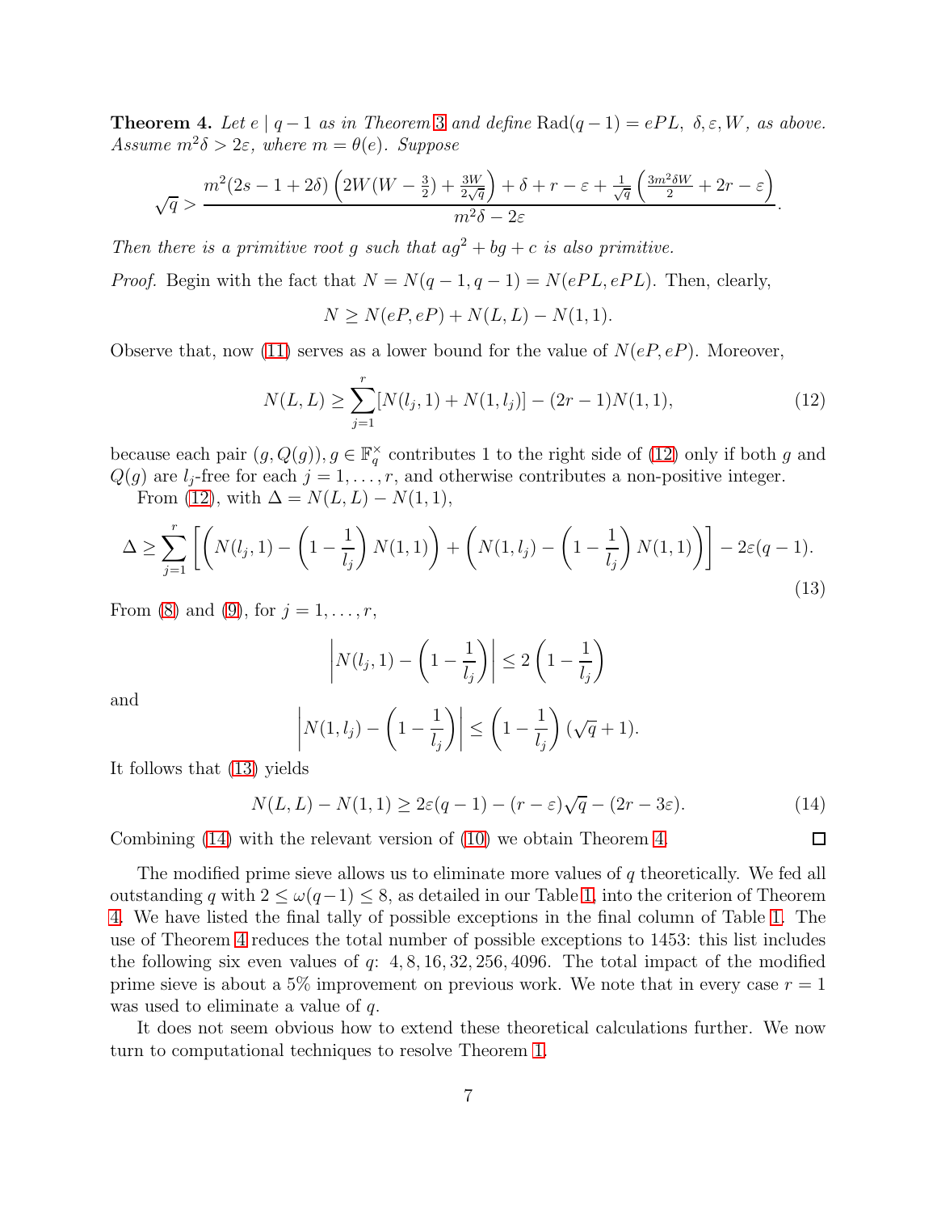**Theorem 4.** *Let $e \mid q-1$ as in Theorem 3 and define* $\text{Rad}(q-1) = ePL$, $\delta, \varepsilon, W$, *as above. Assume $m^2\delta > 2\varepsilon$, where $m = \theta(e)$. Suppose*

$$\sqrt{q} > \frac{m^2(2s-1+2\delta)\left(2W(W-\frac{3}{2}) + \frac{3W}{2\sqrt{q}}\right) + \delta + r - \varepsilon + \frac{1}{\sqrt{q}}\left(\frac{3m^2\delta W}{2} + 2r - \varepsilon\right)}{m^2\delta - 2\varepsilon}.$$

*Then there is a primitive root $g$ such that $ag^2 + bg + c$ is also primitive.*

*Proof.* Begin with the fact that $N = N(q-1, q-1) = N(ePL, ePL)$. Then, clearly,

$$N \geq N(eP, eP) + N(L, L) - N(1, 1).$$

Observe that, now (11) serves as a lower bound for the value of $N(eP, eP)$. Moreover,

$$N(L, L) \geq \sum_{j=1}^{r} [N(l_j, 1) + N(1, l_j)] - (2r-1)N(1, 1), \tag{12}$$

because each pair $(g, Q(g)), g \in \mathbb{F}_q^{\times}$ contributes 1 to the right side of (12) only if both $g$ and $Q(g)$ are $l_j$-free for each $j = 1, \ldots, r$, and otherwise contributes a non-positive integer.

From (12), with $\Delta = N(L, L) - N(1, 1)$,

$$\Delta \geq \sum_{j=1}^{r}\left[\left(N(l_j, 1) - \left(1 - \frac{1}{l_j}\right)N(1, 1)\right) + \left(N(1, l_j) - \left(1 - \frac{1}{l_j}\right)N(1, 1)\right)\right] - 2\varepsilon(q-1). \tag{13}$$

From (8) and (9), for $j = 1, \ldots, r$,

$$\left|N(l_j, 1) - \left(1 - \frac{1}{l_j}\right)\right| \leq 2\left(1 - \frac{1}{l_j}\right)$$

and

$$\left|N(1, l_j) - \left(1 - \frac{1}{l_j}\right)\right| \leq \left(1 - \frac{1}{l_j}\right)(\sqrt{q} + 1).$$

It follows that (13) yields

$$N(L, L) - N(1, 1) \geq 2\varepsilon(q-1) - (r - \varepsilon)\sqrt{q} - (2r - 3\varepsilon). \tag{14}$$

Combining (14) with the relevant version of (10) we obtain Theorem 4. $\square$

The modified prime sieve allows us to eliminate more values of $q$ theoretically. We fed all outstanding $q$ with $2 \leq \omega(q-1) \leq 8$, as detailed in our Table 1, into the criterion of Theorem 4. We have listed the final tally of possible exceptions in the final column of Table 1. The use of Theorem 4 reduces the total number of possible exceptions to 1453: this list includes the following six even values of $q$: $4, 8, 16, 32, 256, 4096$. The total impact of the modified prime sieve is about a 5% improvement on previous work. We note that in every case $r = 1$ was used to eliminate a value of $q$.

It does not seem obvious how to extend these theoretical calculations further. We now turn to computational techniques to resolve Theorem 1.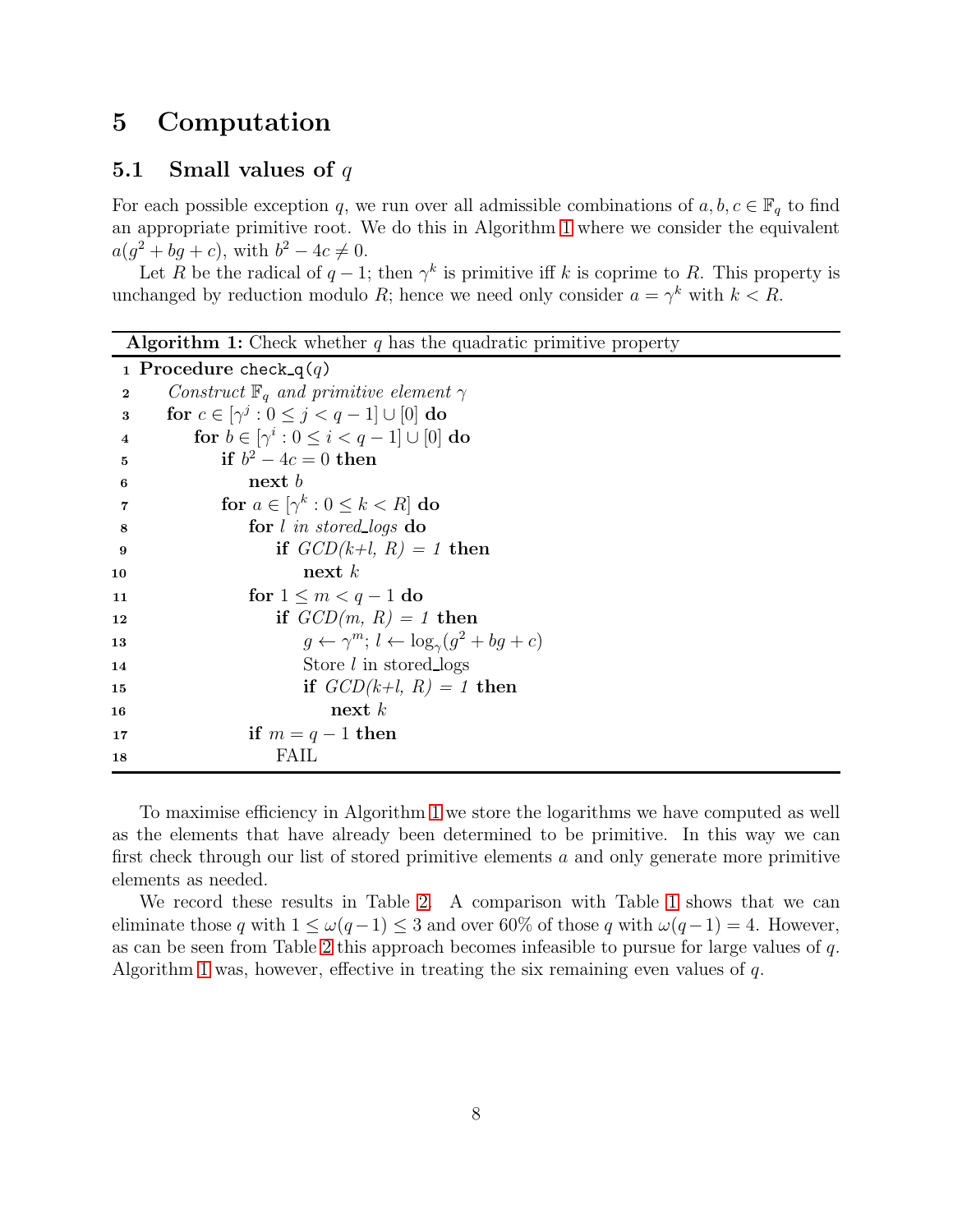## 5 Computation

### 5.1 Small values of $q$

For each possible exception $q$, we run over all admissible combinations of $a, b, c \in \mathbb{F}_q$ to find an appropriate primitive root. We do this in Algorithm 1 where we consider the equivalent $a(g^2 + bg + c)$, with $b^2 - 4c \neq 0$.

Let $R$ be the radical of $q-1$; then $\gamma^k$ is primitive iff $k$ is coprime to $R$. This property is unchanged by reduction modulo $R$; hence we need only consider $a = \gamma^k$ with $k < R$.

**Algorithm 1:** Check whether $q$ has the quadratic primitive property

```
1  Procedure check_q(q)
2      Construct F_q and primitive element γ
3      for c ∈ [γ^j : 0 ≤ j < q − 1] ∪ [0] do
4          for b ∈ [γ^i : 0 ≤ i < q − 1] ∪ [0] do
5              if b^2 − 4c = 0 then
6                  next b
7              for a ∈ [γ^k : 0 ≤ k < R] do
8                  for l in stored_logs do
9                      if GCD(k+l, R) = 1 then
10                         next k
11                 for 1 ≤ m < q − 1 do
12                     if GCD(m, R) = 1 then
13                         g ← γ^m; l ← log_γ(g^2 + bg + c)
14                         Store l in stored_logs
15                         if GCD(k+l, R) = 1 then
16                             next k
17                 if m = q − 1 then
18                     FAIL
```

To maximise efficiency in Algorithm 1 we store the logarithms we have computed as well as the elements that have already been determined to be primitive. In this way we can first check through our list of stored primitive elements $a$ and only generate more primitive elements as needed.

We record these results in Table 2. A comparison with Table 1 shows that we can eliminate those $q$ with $1 \leq \omega(q-1) \leq 3$ and over 60% of those $q$ with $\omega(q-1) = 4$. However, as can be seen from Table 2 this approach becomes infeasible to pursue for large values of $q$. Algorithm 1 was, however, effective in treating the six remaining even values of $q$.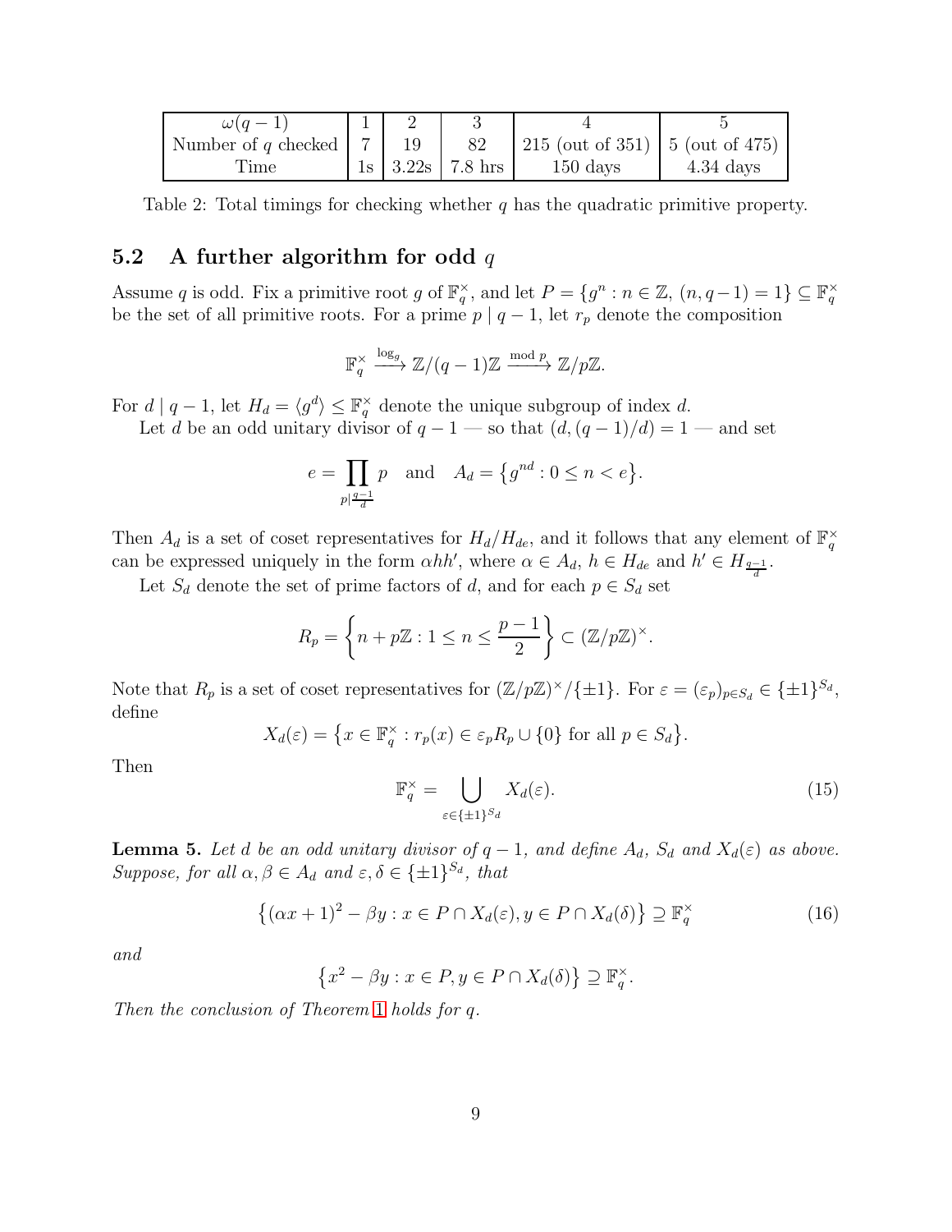| $\omega(q-1)$ | 1 | 2 | 3 | 4 | 5 |
|---|---|---|---|---|---|
| Number of $q$ checked | 7 | 19 | 82 | 215 (out of 351) | 5 (out of 475) |
| Time | 1s | 3.22s | 7.8 hrs | 150 days | 4.34 days |

Table 2: Total timings for checking whether $q$ has the quadratic primitive property.

## 5.2 A further algorithm for odd $q$

Assume $q$ is odd. Fix a primitive root $g$ of $\mathbb{F}_q^\times$, and let $P = \{g^n : n \in \mathbb{Z},\ (n, q-1) = 1\} \subseteq \mathbb{F}_q^\times$ be the set of all primitive roots. For a prime $p \mid q-1$, let $r_p$ denote the composition

$$\mathbb{F}_q^\times \xrightarrow{\log_g} \mathbb{Z}/(q-1)\mathbb{Z} \xrightarrow{\bmod p} \mathbb{Z}/p\mathbb{Z}.$$

For $d \mid q-1$, let $H_d = \langle g^d \rangle \le \mathbb{F}_q^\times$ denote the unique subgroup of index $d$.

Let $d$ be an odd unitary divisor of $q-1$ — so that $(d, (q-1)/d) = 1$ — and set

$$e = \prod_{p \mid \frac{q-1}{d}} p \quad \text{and} \quad A_d = \{g^{nd} : 0 \le n < e\}.$$

Then $A_d$ is a set of coset representatives for $H_d/H_{de}$, and it follows that any element of $\mathbb{F}_q^\times$ can be expressed uniquely in the form $\alpha h h'$, where $\alpha \in A_d$, $h \in H_{de}$ and $h' \in H_{\frac{q-1}{d}}$.

Let $S_d$ denote the set of prime factors of $d$, and for each $p \in S_d$ set

$$R_p = \left\{ n + p\mathbb{Z} : 1 \le n \le \frac{p-1}{2} \right\} \subset (\mathbb{Z}/p\mathbb{Z})^\times.$$

Note that $R_p$ is a set of coset representatives for $(\mathbb{Z}/p\mathbb{Z})^\times/\{\pm 1\}$. For $\varepsilon = (\varepsilon_p)_{p \in S_d} \in \{\pm 1\}^{S_d}$, define

$$X_d(\varepsilon) = \{x \in \mathbb{F}_q^\times : r_p(x) \in \varepsilon_p R_p \cup \{0\} \text{ for all } p \in S_d\}.$$

Then

$$\mathbb{F}_q^\times = \bigcup_{\varepsilon \in \{\pm 1\}^{S_d}} X_d(\varepsilon). \tag{15}$$

**Lemma 5.** *Let $d$ be an odd unitary divisor of $q-1$, and define $A_d$, $S_d$ and $X_d(\varepsilon)$ as above. Suppose, for all $\alpha, \beta \in A_d$ and $\varepsilon, \delta \in \{\pm 1\}^{S_d}$, that*

$$\{(\alpha x + 1)^2 - \beta y : x \in P \cap X_d(\varepsilon), y \in P \cap X_d(\delta)\} \supseteq \mathbb{F}_q^\times \tag{16}$$

*and*

$$\{x^2 - \beta y : x \in P, y \in P \cap X_d(\delta)\} \supseteq \mathbb{F}_q^\times.$$

*Then the conclusion of Theorem 1 holds for $q$.*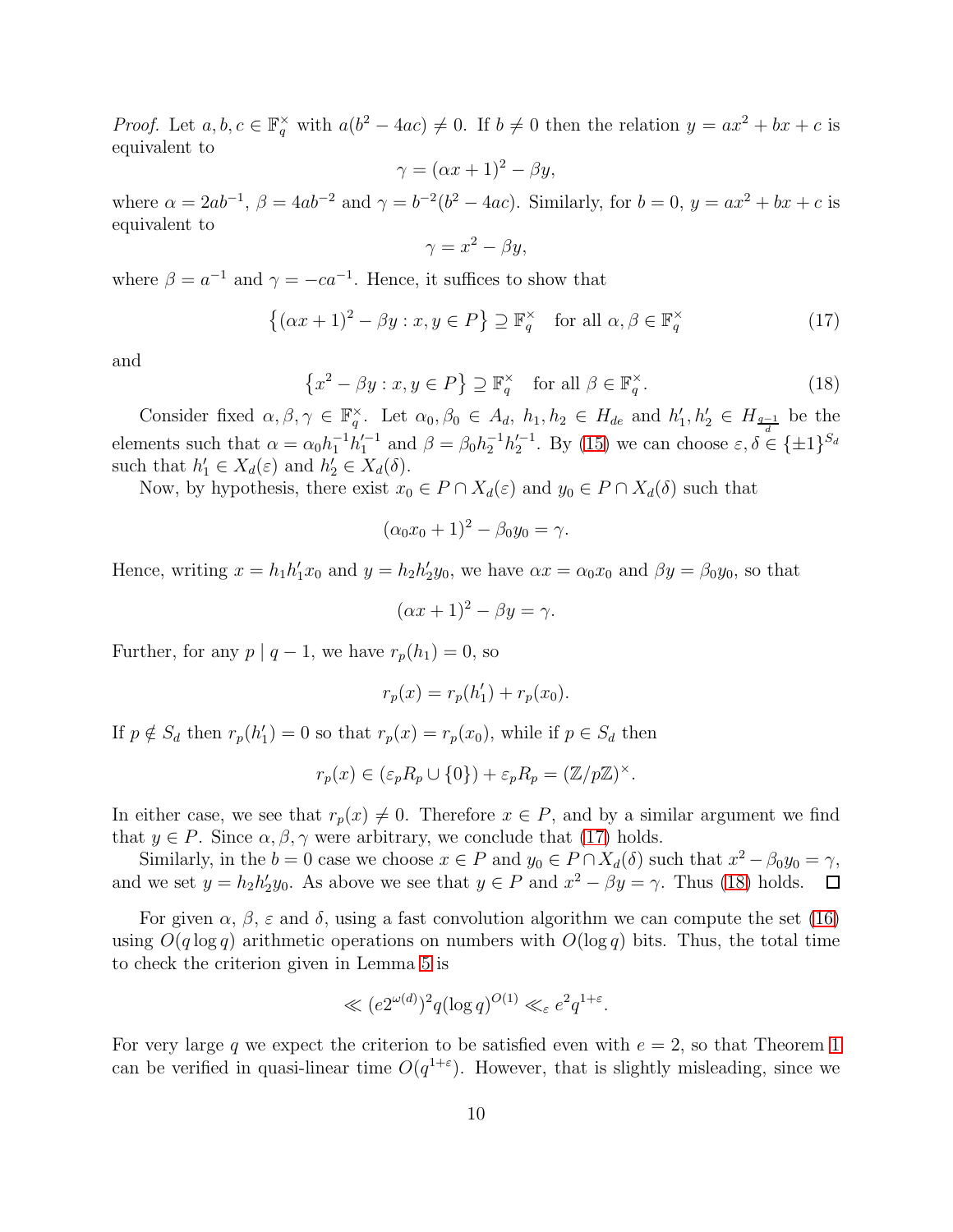*Proof.* Let $a, b, c \in \mathbb{F}_q^\times$ with $a(b^2 - 4ac) \neq 0$. If $b \neq 0$ then the relation $y = ax^2 + bx + c$ is equivalent to

$$\gamma = (\alpha x + 1)^2 - \beta y,$$

where $\alpha = 2ab^{-1}$, $\beta = 4ab^{-2}$ and $\gamma = b^{-2}(b^2 - 4ac)$. Similarly, for $b = 0$, $y = ax^2 + bx + c$ is equivalent to

$$\gamma = x^2 - \beta y,$$

where $\beta = a^{-1}$ and $\gamma = -ca^{-1}$. Hence, it suffices to show that

$$\left\{(\alpha x + 1)^2 - \beta y : x, y \in P\right\} \supseteq \mathbb{F}_q^\times \quad \text{for all } \alpha, \beta \in \mathbb{F}_q^\times \tag{17}$$

and

$$\left\{x^2 - \beta y : x, y \in P\right\} \supseteq \mathbb{F}_q^\times \quad \text{for all } \beta \in \mathbb{F}_q^\times. \tag{18}$$

Consider fixed $\alpha, \beta, \gamma \in \mathbb{F}_q^\times$. Let $\alpha_0, \beta_0 \in A_d$, $h_1, h_2 \in H_{de}$ and $h_1', h_2' \in H_{\frac{q-1}{d}}$ be the elements such that $\alpha = \alpha_0 h_1^{-1} h_1'^{-1}$ and $\beta = \beta_0 h_2^{-1} h_2'^{-1}$. By (15) we can choose $\varepsilon, \delta \in \{\pm 1\}^{S_d}$ such that $h_1' \in X_d(\varepsilon)$ and $h_2' \in X_d(\delta)$.

Now, by hypothesis, there exist $x_0 \in P \cap X_d(\varepsilon)$ and $y_0 \in P \cap X_d(\delta)$ such that

$$(\alpha_0 x_0 + 1)^2 - \beta_0 y_0 = \gamma.$$

Hence, writing $x = h_1 h_1' x_0$ and $y = h_2 h_2' y_0$, we have $\alpha x = \alpha_0 x_0$ and $\beta y = \beta_0 y_0$, so that

$$(\alpha x + 1)^2 - \beta y = \gamma.$$

Further, for any $p \mid q - 1$, we have $r_p(h_1) = 0$, so

$$r_p(x) = r_p(h_1') + r_p(x_0).$$

If $p \notin S_d$ then $r_p(h_1') = 0$ so that $r_p(x) = r_p(x_0)$, while if $p \in S_d$ then

$$r_p(x) \in (\varepsilon_p R_p \cup \{0\}) + \varepsilon_p R_p = (\mathbb{Z}/p\mathbb{Z})^\times.$$

In either case, we see that $r_p(x) \neq 0$. Therefore $x \in P$, and by a similar argument we find that $y \in P$. Since $\alpha, \beta, \gamma$ were arbitrary, we conclude that (17) holds.

Similarly, in the $b = 0$ case we choose $x \in P$ and $y_0 \in P \cap X_d(\delta)$ such that $x^2 - \beta_0 y_0 = \gamma$, and we set $y = h_2 h_2' y_0$. As above we see that $y \in P$ and $x^2 - \beta y = \gamma$. Thus (18) holds. □

For given $\alpha$, $\beta$, $\varepsilon$ and $\delta$, using a fast convolution algorithm we can compute the set (16) using $O(q \log q)$ arithmetic operations on numbers with $O(\log q)$ bits. Thus, the total time to check the criterion given in Lemma 5 is

$$\ll (e 2^{\omega(d)})^2 q (\log q)^{O(1)} \ll_\varepsilon e^2 q^{1+\varepsilon}.$$

For very large $q$ we expect the criterion to be satisfied even with $e = 2$, so that Theorem 1 can be verified in quasi-linear time $O(q^{1+\varepsilon})$. However, that is slightly misleading, since we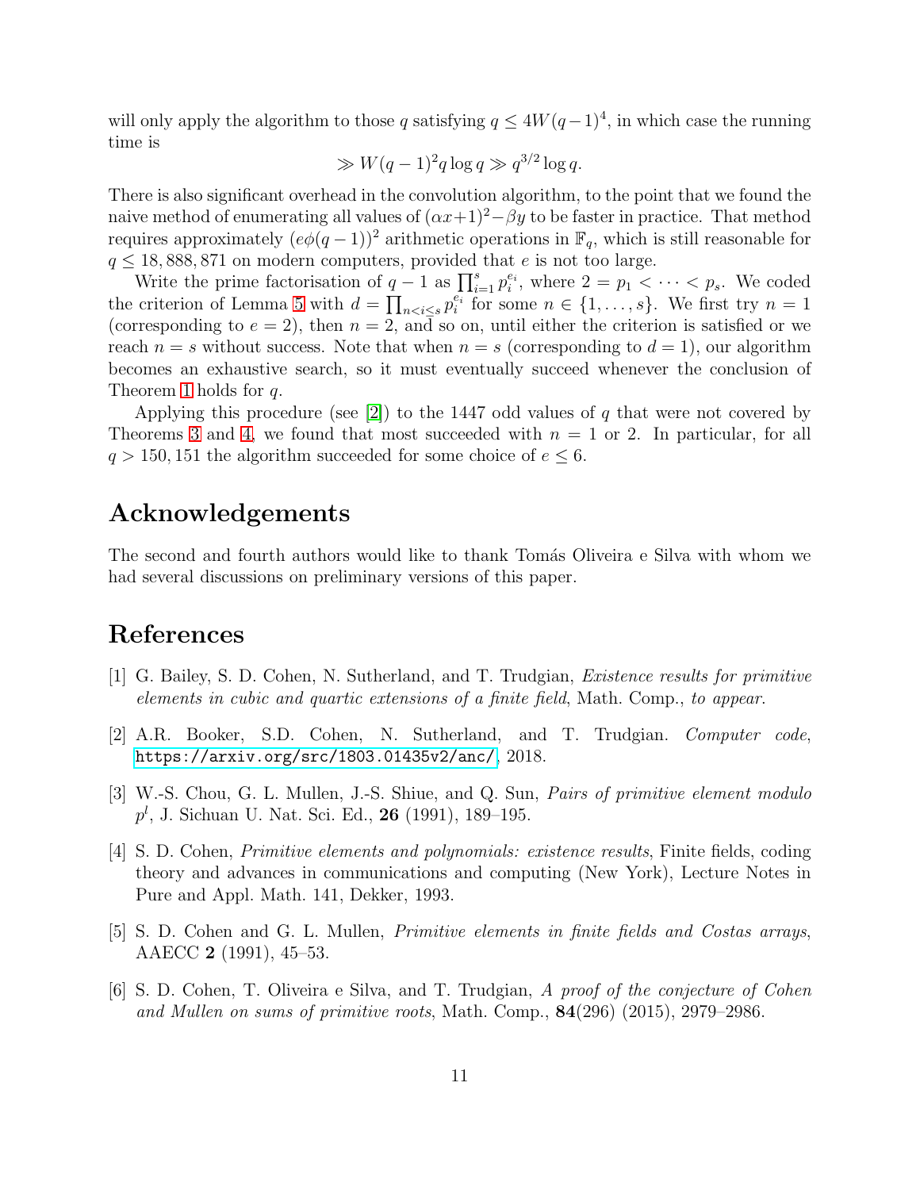will only apply the algorithm to those $q$ satisfying $q \le 4W(q-1)^4$, in which case the running time is

$$\gg W(q-1)^2 q \log q \gg q^{3/2} \log q.$$

There is also significant overhead in the convolution algorithm, to the point that we found the naive method of enumerating all values of $(\alpha x+1)^2 - \beta y$ to be faster in practice. That method requires approximately $(e\phi(q-1))^2$ arithmetic operations in $\mathbb{F}_q$, which is still reasonable for $q \le 18,888,871$ on modern computers, provided that $e$ is not too large.

Write the prime factorisation of $q-1$ as $\prod_{i=1}^{s} p_i^{e_i}$, where $2 = p_1 < \cdots < p_s$. We coded the criterion of Lemma 5 with $d = \prod_{n<i\le s} p_i^{e_i}$ for some $n \in \{1, \ldots, s\}$. We first try $n = 1$ (corresponding to $e = 2$), then $n = 2$, and so on, until either the criterion is satisfied or we reach $n = s$ without success. Note that when $n = s$ (corresponding to $d = 1$), our algorithm becomes an exhaustive search, so it must eventually succeed whenever the conclusion of Theorem 1 holds for $q$.

Applying this procedure (see [2]) to the 1447 odd values of $q$ that were not covered by Theorems 3 and 4, we found that most succeeded with $n = 1$ or 2. In particular, for all $q > 150,151$ the algorithm succeeded for some choice of $e \le 6$.

## Acknowledgements

The second and fourth authors would like to thank Tomás Oliveira e Silva with whom we had several discussions on preliminary versions of this paper.

## References

[1] G. Bailey, S. D. Cohen, N. Sutherland, and T. Trudgian, *Existence results for primitive elements in cubic and quartic extensions of a finite field*, Math. Comp., *to appear*.

[2] A.R. Booker, S.D. Cohen, N. Sutherland, and T. Trudgian. *Computer code*, https://arxiv.org/src/1803.01435v2/anc/, 2018.

[3] W.-S. Chou, G. L. Mullen, J.-S. Shiue, and Q. Sun, *Pairs of primitive element modulo* $p^l$, J. Sichuan U. Nat. Sci. Ed., **26** (1991), 189–195.

[4] S. D. Cohen, *Primitive elements and polynomials: existence results*, Finite fields, coding theory and advances in communications and computing (New York), Lecture Notes in Pure and Appl. Math. 141, Dekker, 1993.

[5] S. D. Cohen and G. L. Mullen, *Primitive elements in finite fields and Costas arrays*, AAECC **2** (1991), 45–53.

[6] S. D. Cohen, T. Oliveira e Silva, and T. Trudgian, *A proof of the conjecture of Cohen and Mullen on sums of primitive roots*, Math. Comp., **84**(296) (2015), 2979–2986.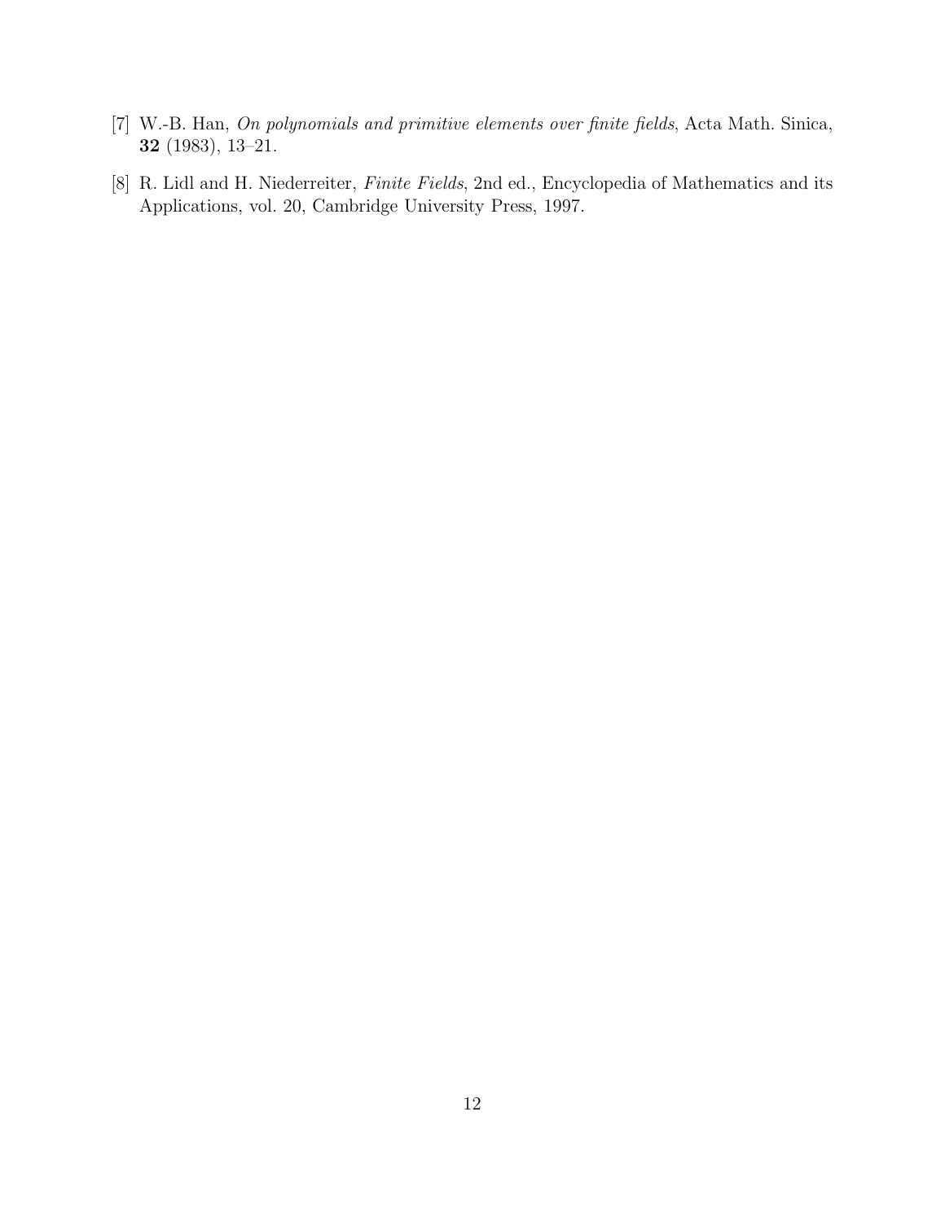[7] W.-B. Han, *On polynomials and primitive elements over finite fields*, Acta Math. Sinica, **32** (1983), 13–21.

[8] R. Lidl and H. Niederreiter, *Finite Fields*, 2nd ed., Encyclopedia of Mathematics and its Applications, vol. 20, Cambridge University Press, 1997.